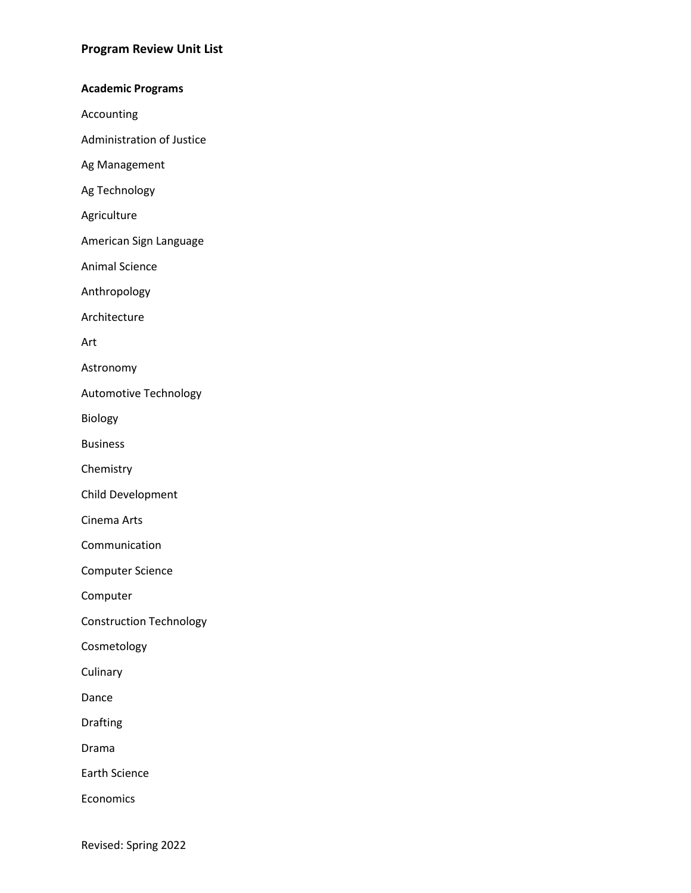# Program Review Unit List

## Academic Programs

Accounting

Administration of Justice

Ag Management

Ag Technology

Agriculture

American Sign Language

Animal Science

Anthropology

Architecture

Art

Astronomy

Automotive Technology

Biology

Business

Chemistry

Child Development

Cinema Arts

Communication

Computer Science

Computer

Construction Technology

Cosmetology

Culinary

Dance

Drafting

Drama

Earth Science

Economics

Revised: Spring 2022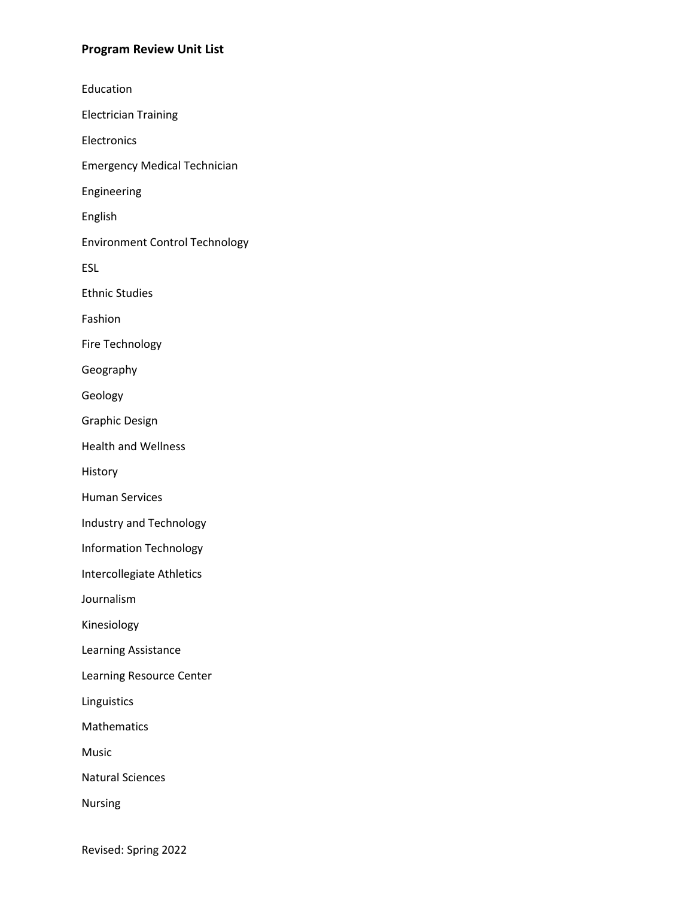## Program Review Unit List

Education

Electrician Training

Electronics

Emergency Medical Technician

Engineering

English

Environment Control Technology

ESL

Ethnic Studies

Fashion

Fire Technology

Geography

Geology

Graphic Design

Health and Wellness

History

Human Services

Industry and Technology

Information Technology

Intercollegiate Athletics

Journalism

Kinesiology

Learning Assistance

Learning Resource Center

Linguistics

Mathematics

Music

Natural Sciences

Nursing

Revised: Spring 2022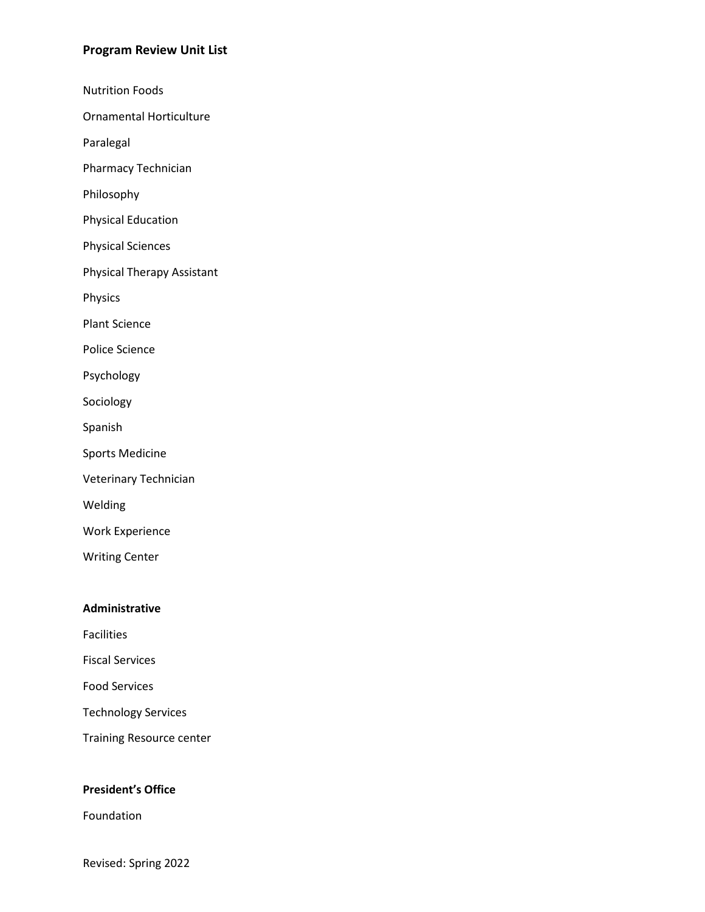**Program Review Unit List**

Nutrition Foods

Ornamental Horticulture

Paralegal

Pharmacy Technician

Philosophy

Physical Education

Physical Sciences

Physical Therapy Assistant

Physics

Plant Science

Police Science

Psychology

Sociology

Spanish

Sports Medicine

Veterinary Technician

Welding

Work Experience

Writing Center

**Administrative**

Facilities

Fiscal Services

Food Services

Technology Services

Training Resource center

**President's Office**

Foundation

Revised: Spring 2022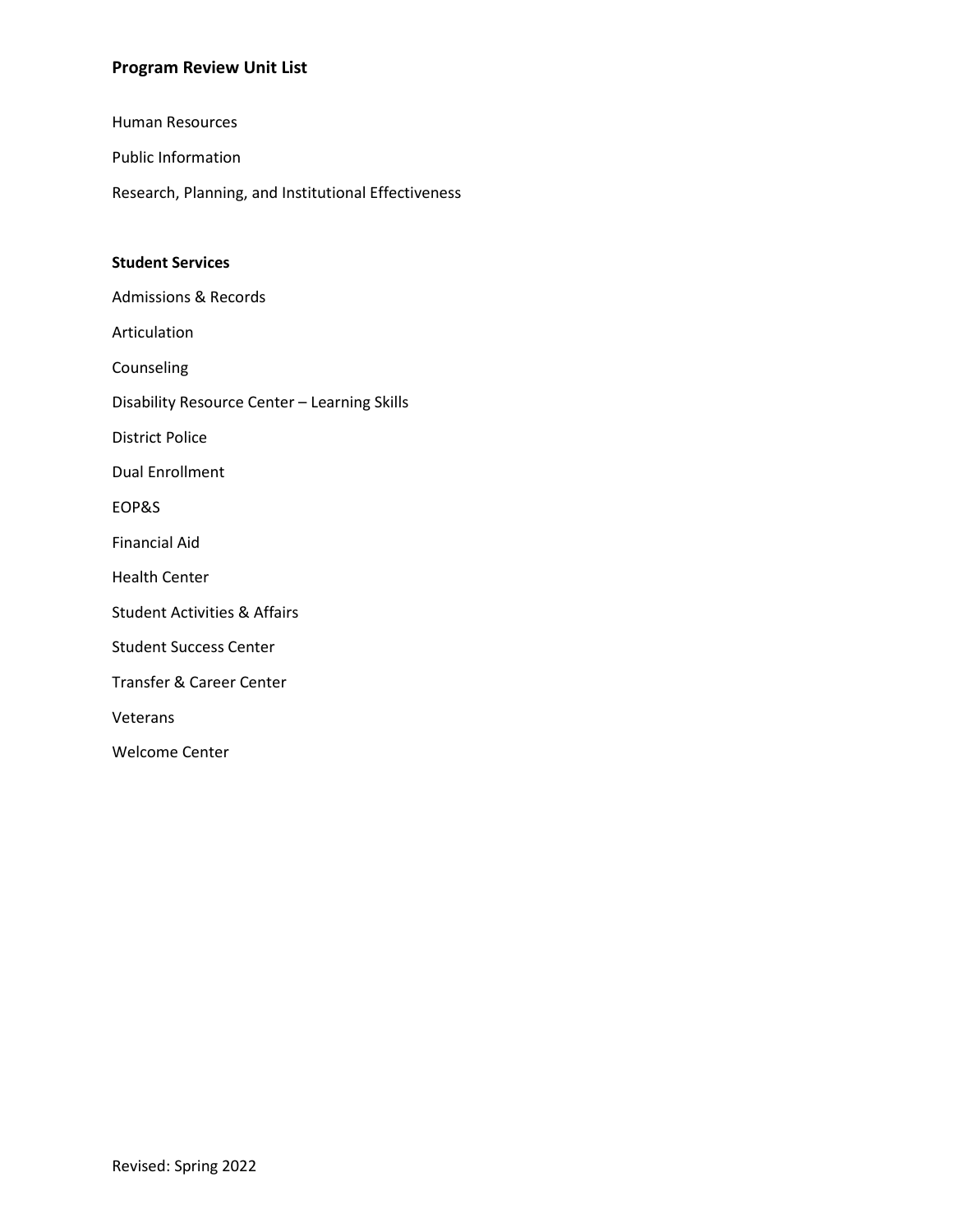## Program Review Unit List

Human Resources

Public Information

Research, Planning, and Institutional Effectiveness

**Student Services**

Admissions & Records

Articulation

Counseling

Disability Resource Center – Learning Skills

District Police

Dual Enrollment

EOP&S

Financial Aid

Health Center

Student Activities & Affairs

Student Success Center

Transfer & Career Center

Veterans

Welcome Center

Revised: Spring 2022